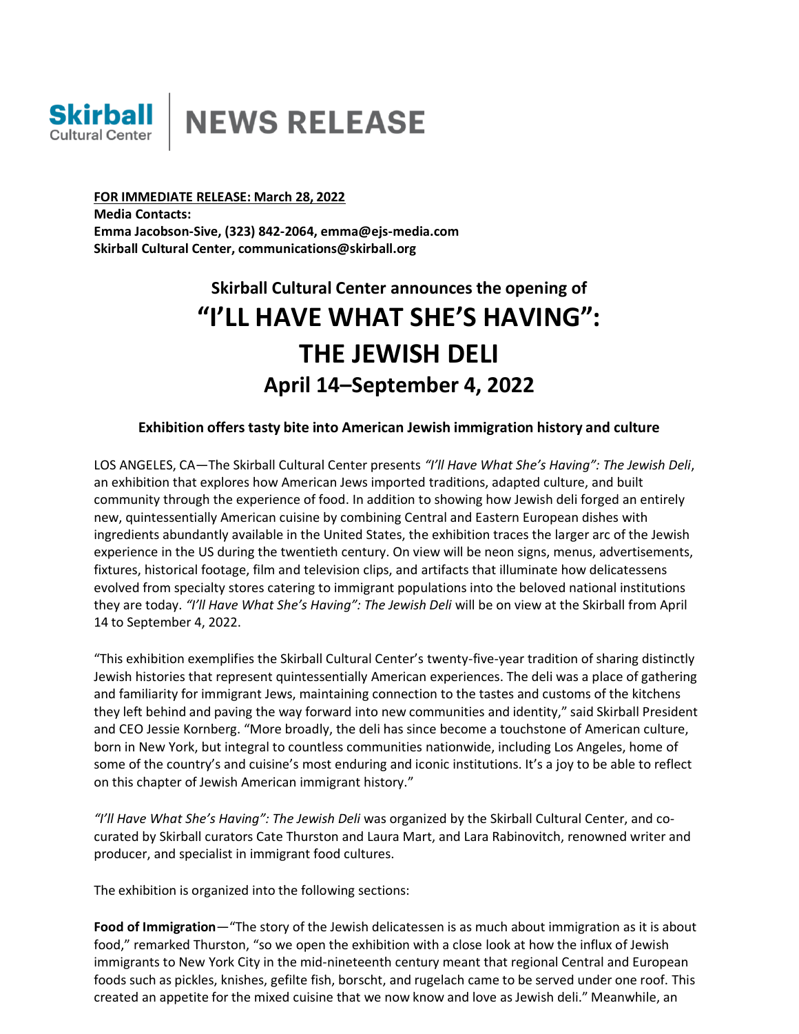Skirball Cultural Center | NEWS RELEASE

**FOR IMMEDIATE RELEASE: March 28, 2022**
**Media Contacts:**
**Emma Jacobson-Sive, (323) 842-2064, emma@ejs-media.com**
**Skirball Cultural Center, communications@skirball.org**

## Skirball Cultural Center announces the opening of

# "I'LL HAVE WHAT SHE'S HAVING": THE JEWISH DELI

## April 14–September 4, 2022

### Exhibition offers tasty bite into American Jewish immigration history and culture

LOS ANGELES, CA—The Skirball Cultural Center presents *"I'll Have What She's Having": The Jewish Deli*, an exhibition that explores how American Jews imported traditions, adapted culture, and built community through the experience of food. In addition to showing how Jewish deli forged an entirely new, quintessentially American cuisine by combining Central and Eastern European dishes with ingredients abundantly available in the United States, the exhibition traces the larger arc of the Jewish experience in the US during the twentieth century. On view will be neon signs, menus, advertisements, fixtures, historical footage, film and television clips, and artifacts that illuminate how delicatessens evolved from specialty stores catering to immigrant populations into the beloved national institutions they are today. *"I'll Have What She's Having": The Jewish Deli* will be on view at the Skirball from April 14 to September 4, 2022.

"This exhibition exemplifies the Skirball Cultural Center's twenty-five-year tradition of sharing distinctly Jewish histories that represent quintessentially American experiences. The deli was a place of gathering and familiarity for immigrant Jews, maintaining connection to the tastes and customs of the kitchens they left behind and paving the way forward into new communities and identity," said Skirball President and CEO Jessie Kornberg. "More broadly, the deli has since become a touchstone of American culture, born in New York, but integral to countless communities nationwide, including Los Angeles, home of some of the country's and cuisine's most enduring and iconic institutions. It's a joy to be able to reflect on this chapter of Jewish American immigrant history."

*"I'll Have What She's Having": The Jewish Deli* was organized by the Skirball Cultural Center, and co-curated by Skirball curators Cate Thurston and Laura Mart, and Lara Rabinovitch, renowned writer and producer, and specialist in immigrant food cultures.

The exhibition is organized into the following sections:

**Food of Immigration**—"The story of the Jewish delicatessen is as much about immigration as it is about food," remarked Thurston, "so we open the exhibition with a close look at how the influx of Jewish immigrants to New York City in the mid-nineteenth century meant that regional Central and European foods such as pickles, knishes, gefilte fish, borscht, and rugelach came to be served under one roof. This created an appetite for the mixed cuisine that we now know and love as Jewish deli." Meanwhile, an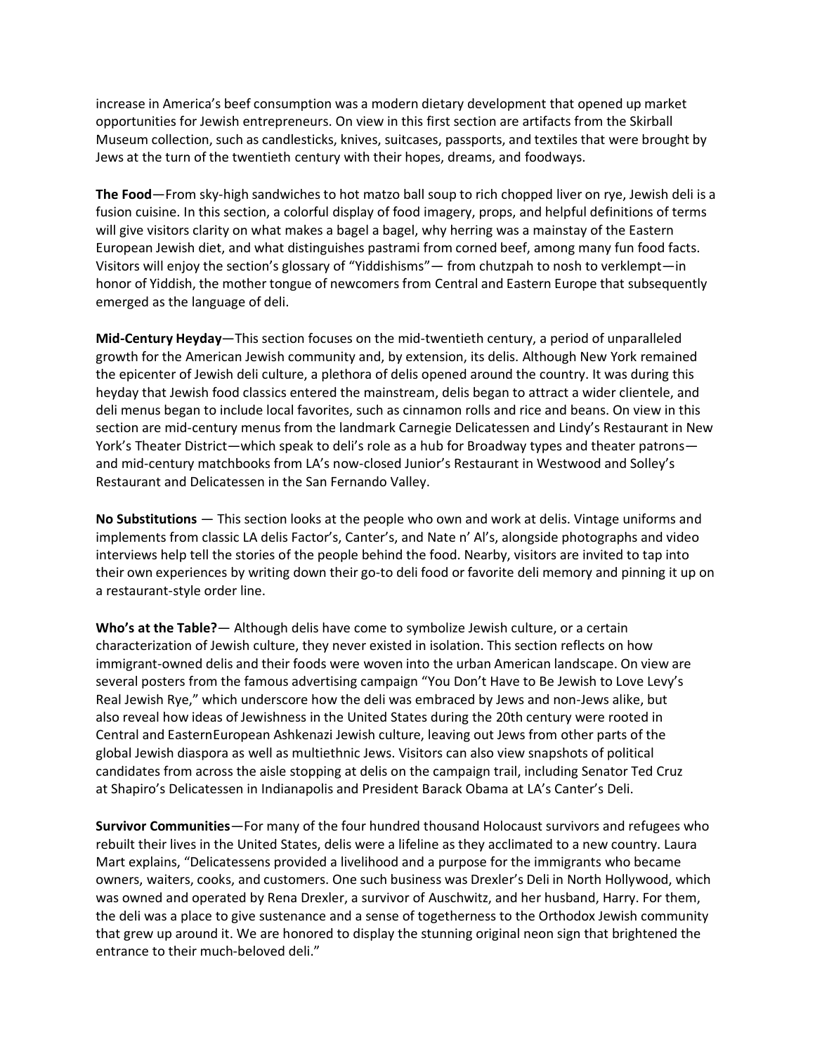increase in America's beef consumption was a modern dietary development that opened up market opportunities for Jewish entrepreneurs. On view in this first section are artifacts from the Skirball Museum collection, such as candlesticks, knives, suitcases, passports, and textiles that were brought by Jews at the turn of the twentieth century with their hopes, dreams, and foodways.

**The Food**—From sky-high sandwiches to hot matzo ball soup to rich chopped liver on rye, Jewish deli is a fusion cuisine. In this section, a colorful display of food imagery, props, and helpful definitions of terms will give visitors clarity on what makes a bagel a bagel, why herring was a mainstay of the Eastern European Jewish diet, and what distinguishes pastrami from corned beef, among many fun food facts. Visitors will enjoy the section's glossary of "Yiddishisms"— from chutzpah to nosh to verklempt—in honor of Yiddish, the mother tongue of newcomers from Central and Eastern Europe that subsequently emerged as the language of deli.

**Mid-Century Heyday**—This section focuses on the mid-twentieth century, a period of unparalleled growth for the American Jewish community and, by extension, its delis. Although New York remained the epicenter of Jewish deli culture, a plethora of delis opened around the country. It was during this heyday that Jewish food classics entered the mainstream, delis began to attract a wider clientele, and deli menus began to include local favorites, such as cinnamon rolls and rice and beans. On view in this section are mid-century menus from the landmark Carnegie Delicatessen and Lindy's Restaurant in New York's Theater District—which speak to deli's role as a hub for Broadway types and theater patrons—and mid-century matchbooks from LA's now-closed Junior's Restaurant in Westwood and Solley's Restaurant and Delicatessen in the San Fernando Valley.

**No Substitutions** — This section looks at the people who own and work at delis. Vintage uniforms and implements from classic LA delis Factor's, Canter's, and Nate n' Al's, alongside photographs and video interviews help tell the stories of the people behind the food. Nearby, visitors are invited to tap into their own experiences by writing down their go-to deli food or favorite deli memory and pinning it up on a restaurant-style order line.

**Who's at the Table?**— Although delis have come to symbolize Jewish culture, or a certain characterization of Jewish culture, they never existed in isolation. This section reflects on how immigrant-owned delis and their foods were woven into the urban American landscape. On view are several posters from the famous advertising campaign "You Don't Have to Be Jewish to Love Levy's Real Jewish Rye," which underscore how the deli was embraced by Jews and non-Jews alike, but also reveal how ideas of Jewishness in the United States during the 20th century were rooted in Central and EasternEuropean Ashkenazi Jewish culture, leaving out Jews from other parts of the global Jewish diaspora as well as multiethnic Jews. Visitors can also view snapshots of political candidates from across the aisle stopping at delis on the campaign trail, including Senator Ted Cruz at Shapiro's Delicatessen in Indianapolis and President Barack Obama at LA's Canter's Deli.

**Survivor Communities**—For many of the four hundred thousand Holocaust survivors and refugees who rebuilt their lives in the United States, delis were a lifeline as they acclimated to a new country. Laura Mart explains, "Delicatessens provided a livelihood and a purpose for the immigrants who became owners, waiters, cooks, and customers. One such business was Drexler's Deli in North Hollywood, which was owned and operated by Rena Drexler, a survivor of Auschwitz, and her husband, Harry. For them, the deli was a place to give sustenance and a sense of togetherness to the Orthodox Jewish community that grew up around it. We are honored to display the stunning original neon sign that brightened the entrance to their much-beloved deli."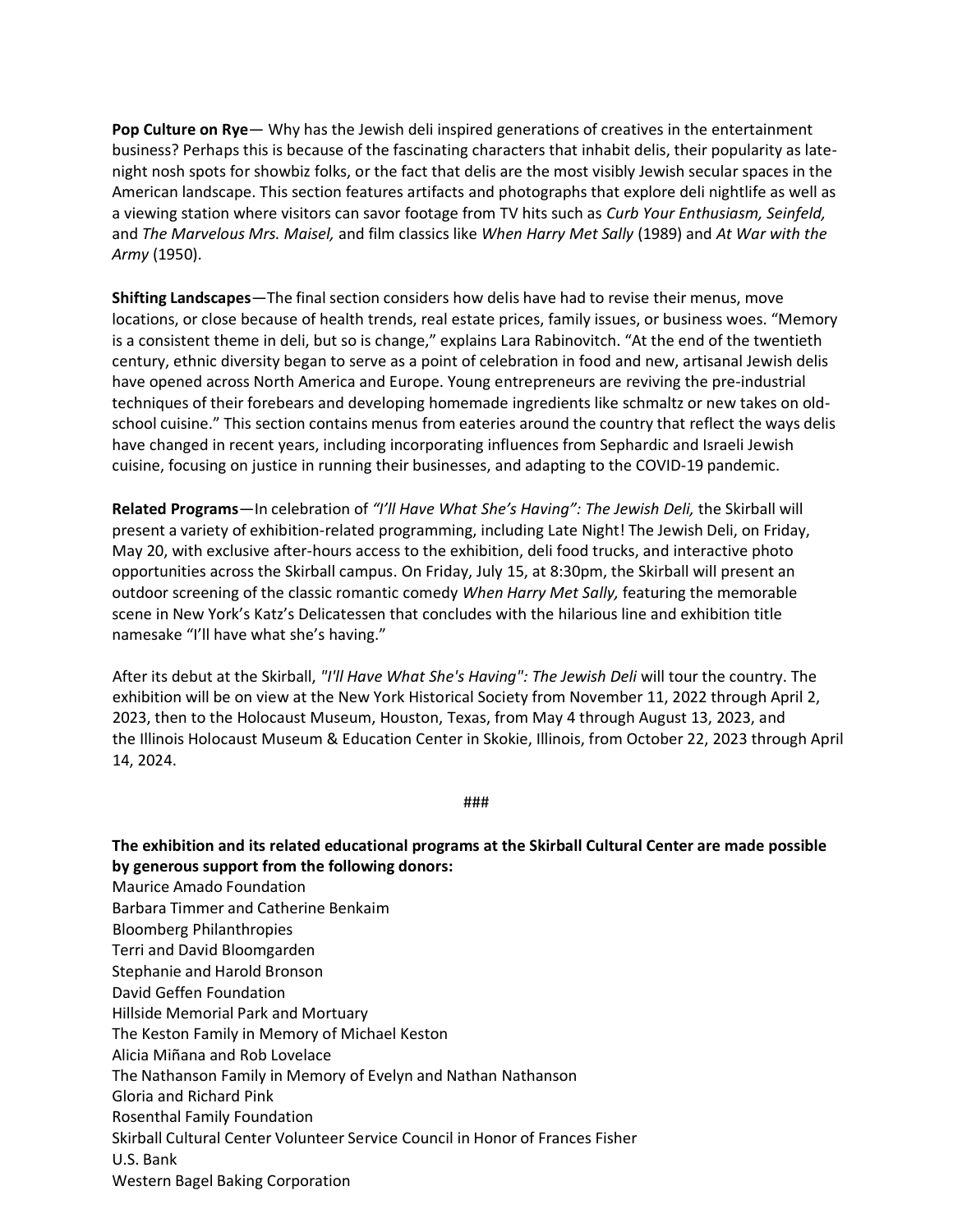**Pop Culture on Rye**— Why has the Jewish deli inspired generations of creatives in the entertainment business? Perhaps this is because of the fascinating characters that inhabit delis, their popularity as late-night nosh spots for showbiz folks, or the fact that delis are the most visibly Jewish secular spaces in the American landscape. This section features artifacts and photographs that explore deli nightlife as well as a viewing station where visitors can savor footage from TV hits such as *Curb Your Enthusiasm, Seinfeld,* and *The Marvelous Mrs. Maisel,* and film classics like *When Harry Met Sally* (1989) and *At War with the Army* (1950).

**Shifting Landscapes**—The final section considers how delis have had to revise their menus, move locations, or close because of health trends, real estate prices, family issues, or business woes. "Memory is a consistent theme in deli, but so is change," explains Lara Rabinovitch. "At the end of the twentieth century, ethnic diversity began to serve as a point of celebration in food and new, artisanal Jewish delis have opened across North America and Europe. Young entrepreneurs are reviving the pre-industrial techniques of their forebears and developing homemade ingredients like schmaltz or new takes on old-school cuisine." This section contains menus from eateries around the country that reflect the ways delis have changed in recent years, including incorporating influences from Sephardic and Israeli Jewish cuisine, focusing on justice in running their businesses, and adapting to the COVID-19 pandemic.

**Related Programs**—In celebration of *"I'll Have What She's Having": The Jewish Deli,* the Skirball will present a variety of exhibition-related programming, including Late Night! The Jewish Deli, on Friday, May 20, with exclusive after-hours access to the exhibition, deli food trucks, and interactive photo opportunities across the Skirball campus. On Friday, July 15, at 8:30pm, the Skirball will present an outdoor screening of the classic romantic comedy *When Harry Met Sally,* featuring the memorable scene in New York's Katz's Delicatessen that concludes with the hilarious line and exhibition title namesake "I'll have what she's having."

After its debut at the Skirball, *"I'll Have What She's Having": The Jewish Deli* will tour the country. The exhibition will be on view at the New York Historical Society from November 11, 2022 through April 2, 2023, then to the Holocaust Museum, Houston, Texas, from May 4 through August 13, 2023, and the Illinois Holocaust Museum & Education Center in Skokie, Illinois, from October 22, 2023 through April 14, 2024.

###

**The exhibition and its related educational programs at the Skirball Cultural Center are made possible by generous support from the following donors:**

Maurice Amado Foundation
Barbara Timmer and Catherine Benkaim
Bloomberg Philanthropies
Terri and David Bloomgarden
Stephanie and Harold Bronson
David Geffen Foundation
Hillside Memorial Park and Mortuary
The Keston Family in Memory of Michael Keston
Alicia Miñana and Rob Lovelace
The Nathanson Family in Memory of Evelyn and Nathan Nathanson
Gloria and Richard Pink
Rosenthal Family Foundation
Skirball Cultural Center Volunteer Service Council in Honor of Frances Fisher
U.S. Bank
Western Bagel Baking Corporation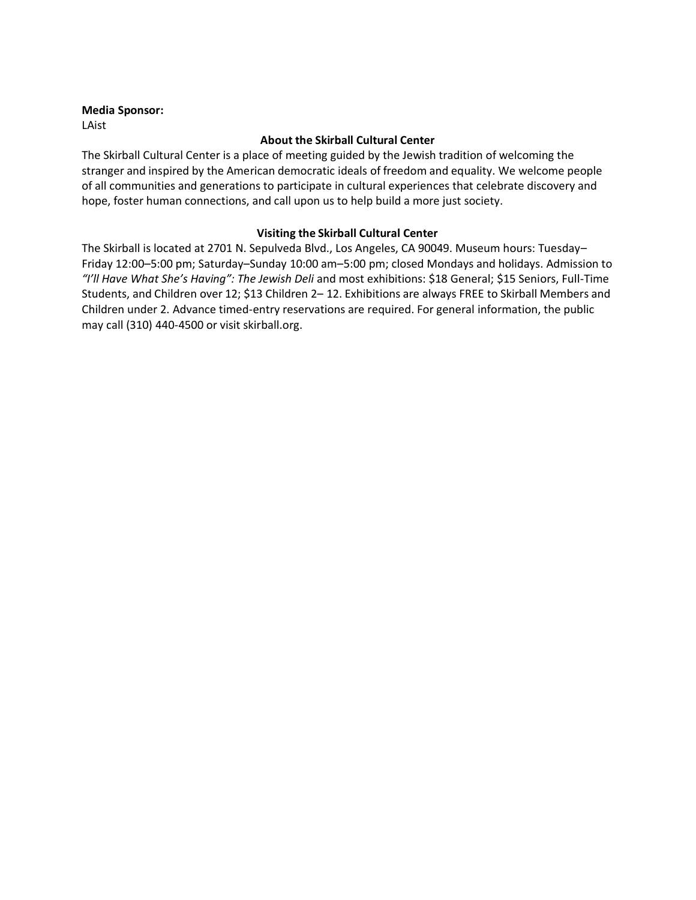**Media Sponsor:**
LAist

### About the Skirball Cultural Center

The Skirball Cultural Center is a place of meeting guided by the Jewish tradition of welcoming the stranger and inspired by the American democratic ideals of freedom and equality. We welcome people of all communities and generations to participate in cultural experiences that celebrate discovery and hope, foster human connections, and call upon us to help build a more just society.

### Visiting the Skirball Cultural Center

The Skirball is located at 2701 N. Sepulveda Blvd., Los Angeles, CA 90049. Museum hours: Tuesday–Friday 12:00–5:00 pm; Saturday–Sunday 10:00 am–5:00 pm; closed Mondays and holidays. Admission to *"I'll Have What She's Having": The Jewish Deli* and most exhibitions: $18 General; $15 Seniors, Full-Time Students, and Children over 12; $13 Children 2– 12. Exhibitions are always FREE to Skirball Members and Children under 2. Advance timed-entry reservations are required. For general information, the public may call (310) 440-4500 or visit skirball.org.